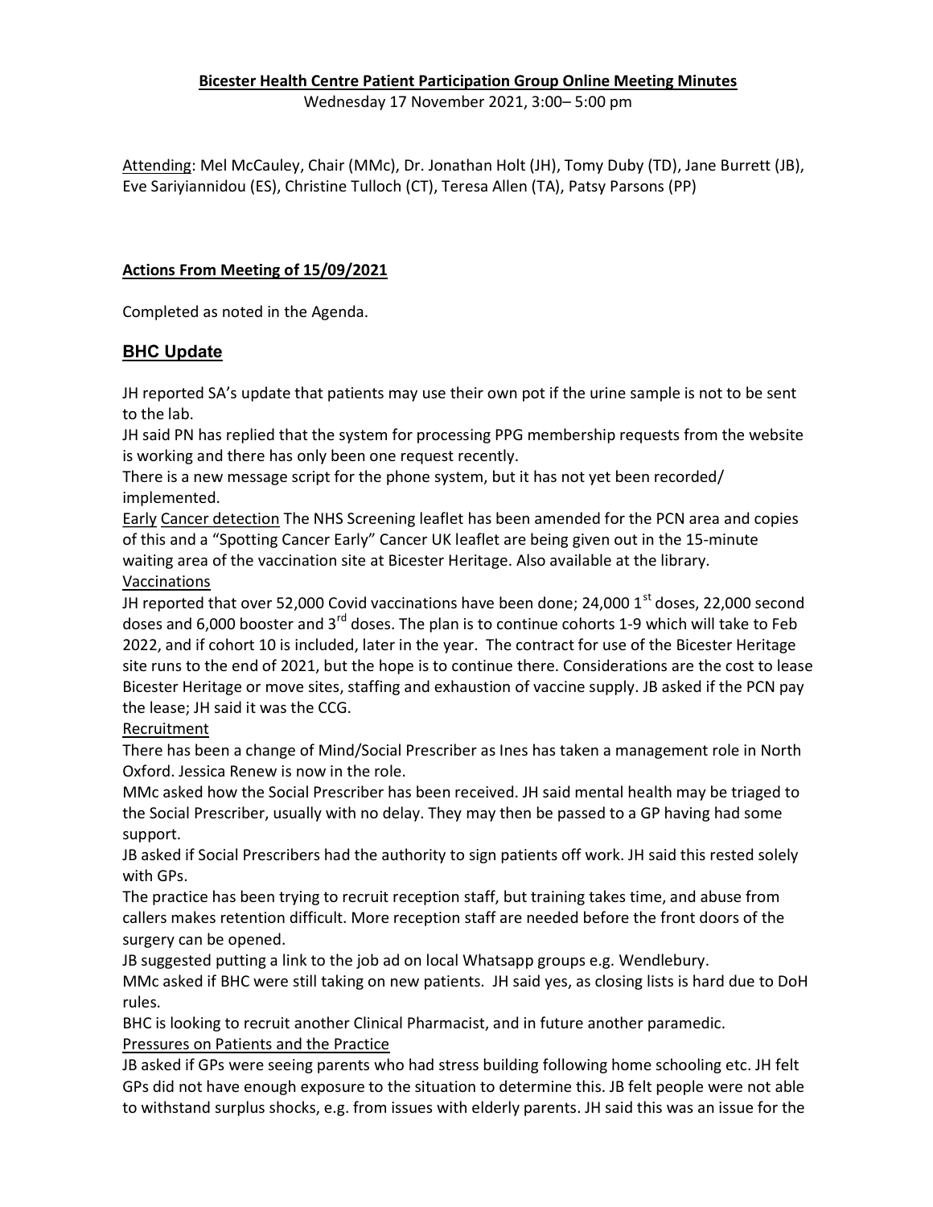**Bicester Health Centre Patient Participation Group Online Meeting Minutes**

Wednesday 17 November 2021, 3:00– 5:00 pm

Attending: Mel McCauley, Chair (MMc), Dr. Jonathan Holt (JH), Tomy Duby (TD), Jane Burrett (JB), Eve Sariyiannidou (ES), Christine Tulloch (CT), Teresa Allen (TA), Patsy Parsons (PP)

**Actions From Meeting of 15/09/2021**

Completed as noted in the Agenda.

## BHC Update

JH reported SA's update that patients may use their own pot if the urine sample is not to be sent to the lab.

JH said PN has replied that the system for processing PPG membership requests from the website is working and there has only been one request recently.

There is a new message script for the phone system, but it has not yet been recorded/ implemented.

Early Cancer detection The NHS Screening leaflet has been amended for the PCN area and copies of this and a "Spotting Cancer Early" Cancer UK leaflet are being given out in the 15-minute waiting area of the vaccination site at Bicester Heritage. Also available at the library.

Vaccinations

JH reported that over 52,000 Covid vaccinations have been done; 24,000 1st doses, 22,000 second doses and 6,000 booster and 3rd doses. The plan is to continue cohorts 1-9 which will take to Feb 2022, and if cohort 10 is included, later in the year. The contract for use of the Bicester Heritage site runs to the end of 2021, but the hope is to continue there. Considerations are the cost to lease Bicester Heritage or move sites, staffing and exhaustion of vaccine supply. JB asked if the PCN pay the lease; JH said it was the CCG.

Recruitment

There has been a change of Mind/Social Prescriber as Ines has taken a management role in North Oxford. Jessica Renew is now in the role.

MMc asked how the Social Prescriber has been received. JH said mental health may be triaged to the Social Prescriber, usually with no delay. They may then be passed to a GP having had some support.

JB asked if Social Prescribers had the authority to sign patients off work. JH said this rested solely with GPs.

The practice has been trying to recruit reception staff, but training takes time, and abuse from callers makes retention difficult. More reception staff are needed before the front doors of the surgery can be opened.

JB suggested putting a link to the job ad on local Whatsapp groups e.g. Wendlebury.

MMc asked if BHC were still taking on new patients. JH said yes, as closing lists is hard due to DoH rules.

BHC is looking to recruit another Clinical Pharmacist, and in future another paramedic.

Pressures on Patients and the Practice

JB asked if GPs were seeing parents who had stress building following home schooling etc. JH felt GPs did not have enough exposure to the situation to determine this. JB felt people were not able to withstand surplus shocks, e.g. from issues with elderly parents. JH said this was an issue for the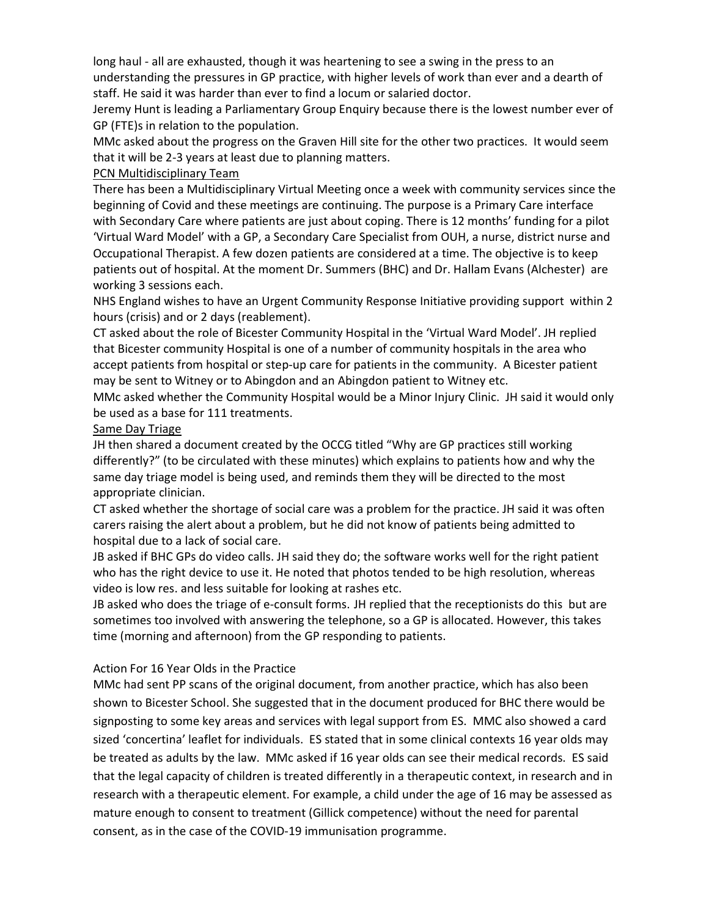long haul - all are exhausted, though it was heartening to see a swing in the press to an understanding the pressures in GP practice, with higher levels of work than ever and a dearth of staff. He said it was harder than ever to find a locum or salaried doctor.

Jeremy Hunt is leading a Parliamentary Group Enquiry because there is the lowest number ever of GP (FTE)s in relation to the population.

MMc asked about the progress on the Graven Hill site for the other two practices. It would seem that it will be 2-3 years at least due to planning matters.

<u>PCN Multidisciplinary Team</u>

There has been a Multidisciplinary Virtual Meeting once a week with community services since the beginning of Covid and these meetings are continuing. The purpose is a Primary Care interface with Secondary Care where patients are just about coping. There is 12 months' funding for a pilot 'Virtual Ward Model' with a GP, a Secondary Care Specialist from OUH, a nurse, district nurse and Occupational Therapist. A few dozen patients are considered at a time. The objective is to keep patients out of hospital. At the moment Dr. Summers (BHC) and Dr. Hallam Evans (Alchester) are working 3 sessions each.

NHS England wishes to have an Urgent Community Response Initiative providing support within 2 hours (crisis) and or 2 days (reablement).

CT asked about the role of Bicester Community Hospital in the 'Virtual Ward Model'. JH replied that Bicester community Hospital is one of a number of community hospitals in the area who accept patients from hospital or step-up care for patients in the community. A Bicester patient may be sent to Witney or to Abingdon and an Abingdon patient to Witney etc.

MMc asked whether the Community Hospital would be a Minor Injury Clinic. JH said it would only be used as a base for 111 treatments.

<u>Same Day Triage</u>

JH then shared a document created by the OCCG titled "Why are GP practices still working differently?" (to be circulated with these minutes) which explains to patients how and why the same day triage model is being used, and reminds them they will be directed to the most appropriate clinician.

CT asked whether the shortage of social care was a problem for the practice. JH said it was often carers raising the alert about a problem, but he did not know of patients being admitted to hospital due to a lack of social care.

JB asked if BHC GPs do video calls. JH said they do; the software works well for the right patient who has the right device to use it. He noted that photos tended to be high resolution, whereas video is low res. and less suitable for looking at rashes etc.

JB asked who does the triage of e-consult forms. JH replied that the receptionists do this but are sometimes too involved with answering the telephone, so a GP is allocated. However, this takes time (morning and afternoon) from the GP responding to patients.

Action For 16 Year Olds in the Practice

MMc had sent PP scans of the original document, from another practice, which has also been shown to Bicester School. She suggested that in the document produced for BHC there would be signposting to some key areas and services with legal support from ES. MMC also showed a card sized 'concertina' leaflet for individuals. ES stated that in some clinical contexts 16 year olds may be treated as adults by the law. MMc asked if 16 year olds can see their medical records. ES said that the legal capacity of children is treated differently in a therapeutic context, in research and in research with a therapeutic element. For example, a child under the age of 16 may be assessed as mature enough to consent to treatment (Gillick competence) without the need for parental consent, as in the case of the COVID-19 immunisation programme.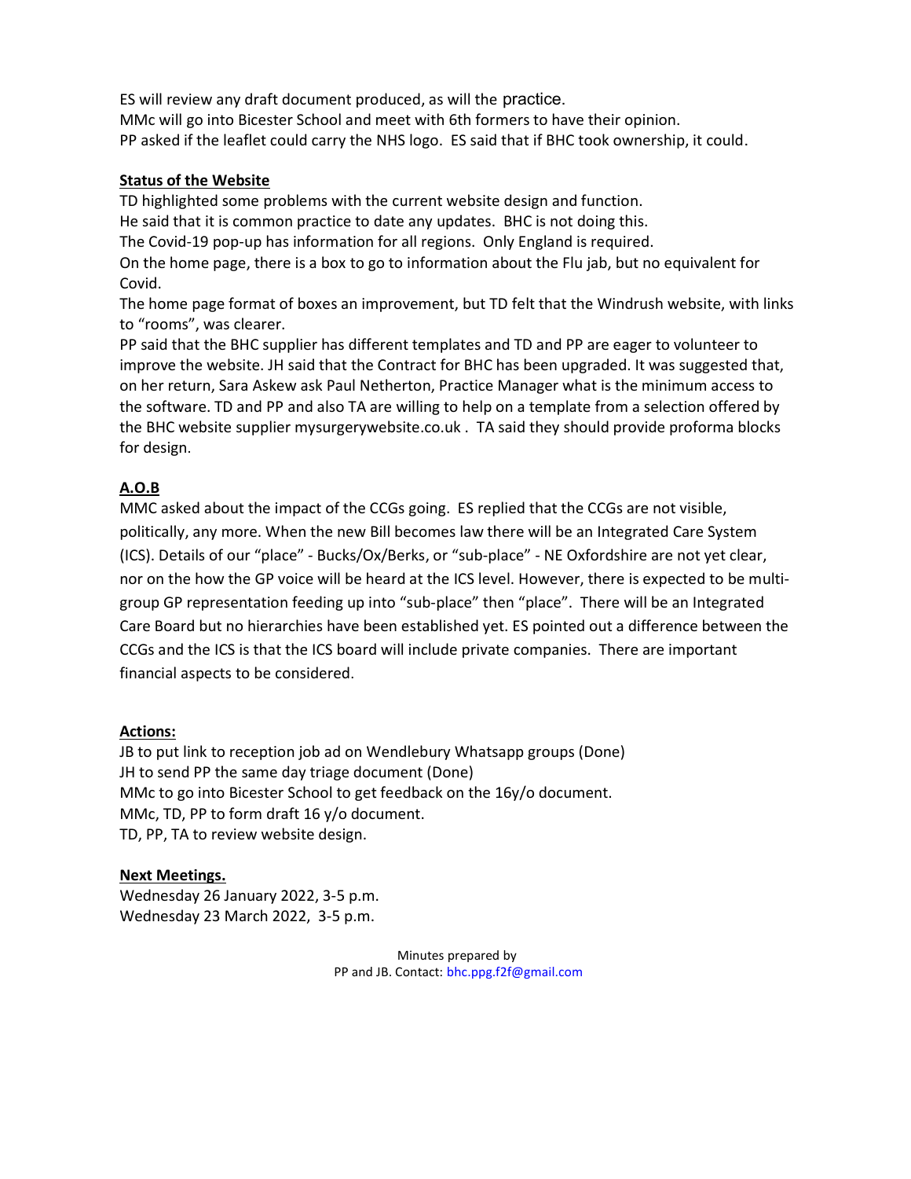ES will review any draft document produced, as will the practice.
MMc will go into Bicester School and meet with 6th formers to have their opinion.
PP asked if the leaflet could carry the NHS logo. ES said that if BHC took ownership, it could.

**Status of the Website**

TD highlighted some problems with the current website design and function.
He said that it is common practice to date any updates. BHC is not doing this.
The Covid-19 pop-up has information for all regions. Only England is required.
On the home page, there is a box to go to information about the Flu jab, but no equivalent for Covid.
The home page format of boxes an improvement, but TD felt that the Windrush website, with links to "rooms", was clearer.
PP said that the BHC supplier has different templates and TD and PP are eager to volunteer to improve the website. JH said that the Contract for BHC has been upgraded. It was suggested that, on her return, Sara Askew ask Paul Netherton, Practice Manager what is the minimum access to the software. TD and PP and also TA are willing to help on a template from a selection offered by the BHC website supplier mysurgerywebsite.co.uk . TA said they should provide proforma blocks for design.

**A.O.B**

MMC asked about the impact of the CCGs going. ES replied that the CCGs are not visible, politically, any more. When the new Bill becomes law there will be an Integrated Care System (ICS). Details of our "place" - Bucks/Ox/Berks, or "sub-place" - NE Oxfordshire are not yet clear, nor on the how the GP voice will be heard at the ICS level. However, there is expected to be multi-group GP representation feeding up into "sub-place" then "place". There will be an Integrated Care Board but no hierarchies have been established yet. ES pointed out a difference between the CCGs and the ICS is that the ICS board will include private companies. There are important financial aspects to be considered.

**Actions:**

JB to put link to reception job ad on Wendlebury Whatsapp groups (Done)
JH to send PP the same day triage document (Done)
MMc to go into Bicester School to get feedback on the 16y/o document.
MMc, TD, PP to form draft 16 y/o document.
TD, PP, TA to review website design.

**Next Meetings.**

Wednesday 26 January 2022, 3-5 p.m.
Wednesday 23 March 2022, 3-5 p.m.

Minutes prepared by
PP and JB. Contact: bhc.ppg.f2f@gmail.com